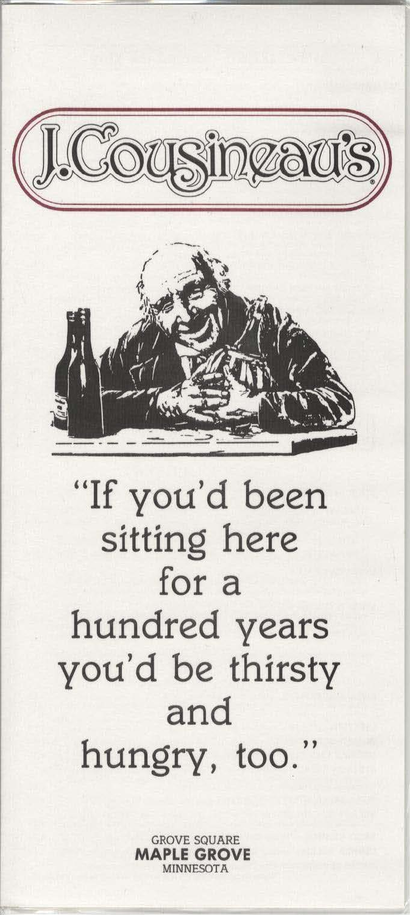# J.Cousineau's®

"If you'd been sitting here for a hundred years you'd be thirsty and hungry, too."

GROVE SQUARE
**MAPLE GROVE**
MINNESOTA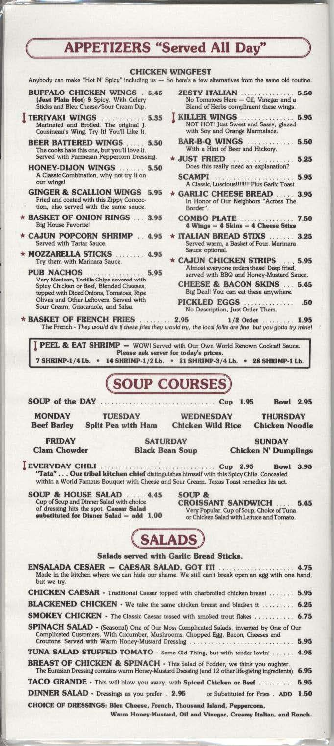# APPETIZERS "Served All Day"

## CHICKEN WINGFEST

Anybody can make "Hot N' Spicy" including us — So here's a few alternatives from the same old routine.

**BUFFALO CHICKEN WINGS** . 5.45
**(Just Plain Hot)** & Spicy. With Celery Sticks and Bleu Cheese/Sour Cream Dip.

**TERIYAKI WINGS** ............ 5.35
Marinated and Broiled. The original J. Cousineau's Wing. Try It! You'll Like It.

**BEER BATTERED WINGS** ..... 5.50
The cooks hate this one, but you'll love it. Served with Parmesan Peppercorn Dressing.

**HONEY-DIJON WINGS** ....... 5.50
A Classic Combination, why not try it on our wings!

**GINGER & SCALLION WINGS** 5.95
Fried and coated with this Zippy Concoction, also served with the same sauce.

★ **BASKET OF ONION RINGS** ... 3.95
Big House Favorite!

★ **CAJUN POPCORN SHRIMP** .. 4.95
Served with Tartar Sauce.

★ **MOZZARELLA STICKS** ........ 4.95
Try them with Marinara Sauce.

**PUB NACHOS** ................ 5.95
Very Mexican, Tortilla Chips covered with Spicy Chicken or Beef, Blended Cheeses, topped with Diced Onions, Tomatoes, Ripe Olives and Other Leftovers. Served with Sour Cream, Guacamole, and Salsa.

**ZESTY ITALIAN** ............... 5.50
No Tomatoes Here — Oil, Vinegar and a Blend of Herbs compliment these wings.

**KILLER WINGS** ............... 5.95
NOT HOT! Just Sweet and Sassy, glazed with Soy and Orange Marmalade.

**BAR-B-Q WINGS** ............. 5.50
With a Hint of Beer and Hickory.

★ **JUST FRIED** .................. 5.25
Does this really need an explanation?

**SCAMPI** ...................... 5.95
A Classic, Luscious!!!!!!!! Plus Garlic Toast.

★ **GARLIC CHEESE BREAD** ..... 3.95
In Honor of Our Neighbors "Across The Border".

**COMBO PLATE** ............... 7.50
**4 Wings – 4 Skins – 4 Cheese Stixs**

★ **ITALIAN BREAD STIXS** ....... 3.25
Served warm, a Basket of Four. Marinara Sauce optional.

★ **CAJUN CHICKEN STRIPS** .... 5.95
Almost everyone orders these! Deep fried, served with BBQ and Honey-Mustard Sauce.

**CHEESE & BACON SKINS** ... 5.45
Big Deal! You can eat these anywhere.

**PICKLED EGGS** .............. .50
No Description, Just Order Them.

★ **BASKET OF FRENCH FRIES** ......... 2.95 — **1/2 Order** ......... 1.95
The French - *They would die if these fries they would try, the local folks are fine, but you gotta try mine!*

**PEEL & EAT SHRIMP** — WOW! Served with Our Own World Renown Cocktail Sauce.
**Please ask server for today's prices.**
**7 SHRIMP-1/4 Lb. • 14 SHRIMP-1/2 Lb. • 21 SHRIMP-3/4 Lb. • 28 SHRIMP-1 Lb.**

# SOUP COURSES

**SOUP of the DAY** ............................ Cup 1.95 — Bowl 2.95

| MONDAY | TUESDAY | WEDNESDAY | THURSDAY |
|---|---|---|---|
| Beef Barley | Split Pea with Ham | Chicken Wild Rice | Chicken Noodle |

| FRIDAY | SATURDAY | SUNDAY |
|---|---|---|
| Clam Chowder | Black Bean Soup | Chicken N' Dumplings |

**EVERYDAY CHILI** ............................ Cup 2.95 — Bowl 3.95
**"Tata" . . . Our tribal kitchen chief** distinguishes himself with this Spicy Chile. Concealed within a World Famous Bouquet with Cheese and Sour Cream. Texas Toast remedies his act.

**SOUP & HOUSE SALAD** ..... 4.45
Cup of Soup and Dinner Salad with choice of dressing hits the spot. **Caesar Salad substituted for Dinner Salad – add 1.00**

**SOUP & CROISSANT SANDWICH** ..... 5.45
Very Popular, Cup of Soup, Choice of Tuna or Chicken Salad with Lettuce and Tomato.

# SALADS

**Salads served with Garlic Bread Sticks.**

**ENSALADA CESAER – CAESAR SALAD. GOT IT!** .................... 4.75
Made in the kitchen where we can hide our shame. We still can't break open an egg with one hand, but we try.

**CHICKEN CAESAR** - Traditional Caesar topped with charbroiled chicken breast ....... 5.95

**BLACKENED CHICKEN** - We take the same chicken breast and blacken it ......... 6.25

**SMOKEY CHICKEN** - The Classic Caesar tossed with smoked trout flakes ........... 6.75

**SPINACH SALAD** - (Seasonal) One of Our Most Complicated Salads, invented by One of Our Complicated Customers. With Cucumber, Mushrooms, Chopped Egg, Bacon, Cheeses and Croutons. Served with Warm Honey-Mustard Dressing ............................ 5.95

**TUNA SALAD STUFFED TOMATO** - Same Old Thing, but with tender lovin! ...... 4.95

**BREAST OF CHICKEN & SPINACH** - This Salad of Fodder, we think you oughter. The Eurasian Dressing contains warm Honey-Mustard Dressing (and 12 other life-giving ingredients) 6.95

**TACO GRANDE** - This will blow you away, with **Spiced Chicken or Beef** .......... 5.95

**DINNER SALAD** - Dressings as you prefer . 2.95 — or Substituted for Fries . ADD 1.50

**CHOICE OF DRESSINGS: Bleu Cheese, French, Thousand Island, Peppercorn, Warm Honey-Mustard, Oil and Vinegar, Creamy Italian, and Ranch.**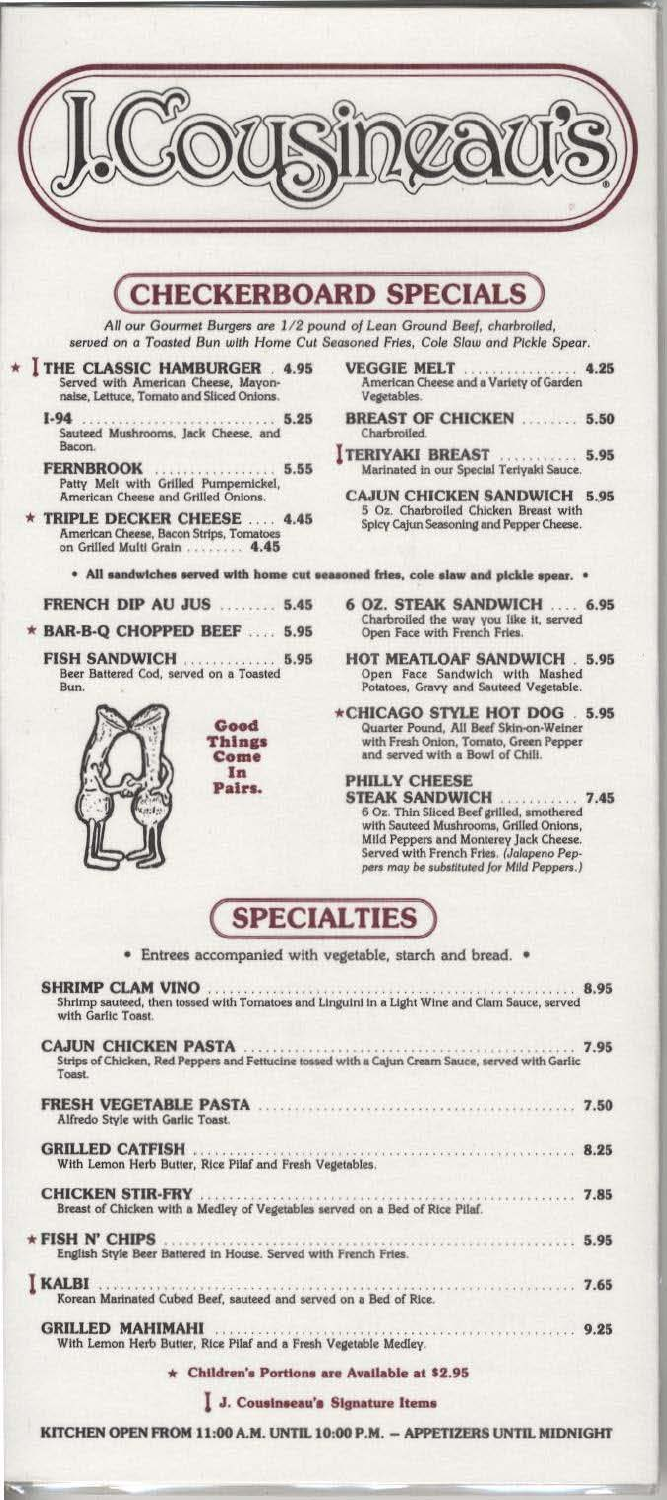# J. Cousineau's

## CHECKERBOARD SPECIALS

*All our Gourmet Burgers are 1/2 pound of Lean Ground Beef, charbroiled, served on a Toasted Bun with Home Cut Seasoned Fries, Cole Slaw and Pickle Spear.*

★ ‖ **THE CLASSIC HAMBURGER** . 4.95
Served with American Cheese, Mayonnaise, Lettuce, Tomato and Sliced Onions.

**I-94** ........ 5.25
Sauteed Mushrooms, Jack Cheese, and Bacon.

**FERNBROOK** ........ 5.55
Patty Melt with Grilled Pumpernickel, American Cheese and Grilled Onions.

★ **TRIPLE DECKER CHEESE** .... 4.45
American Cheese, Bacon Strips, Tomatoes on Grilled Multi Grain ........ 4.45

**VEGGIE MELT** ........ 4.25
American Cheese and a Variety of Garden Vegetables.

**BREAST OF CHICKEN** ........ 5.50
Charbroiled.

‖ **TERIYAKI BREAST** ........ 5.95
Marinated in our Special Teriyaki Sauce.

**CAJUN CHICKEN SANDWICH** 5.95
5 Oz. Charbroiled Chicken Breast with Spicy Cajun Seasoning and Pepper Cheese.

• All sandwiches served with home cut seasoned fries, cole slaw and pickle spear. •

**FRENCH DIP AU JUS** ........ 5.45

★ **BAR-B-Q CHOPPED BEEF** .... 5.95

**FISH SANDWICH** ........ 5.95
Beer Battered Cod, served on a Toasted Bun.

Good Things Come In Pairs.

**6 OZ. STEAK SANDWICH** .... 6.95
Charbroiled the way you like it, served Open Face with French Fries.

**HOT MEATLOAF SANDWICH** . 5.95
Open Face Sandwich with Mashed Potatoes, Gravy and Sauteed Vegetable.

★ **CHICAGO STYLE HOT DOG** . 5.95
Quarter Pound, All Beef Skin-on-Weiner with Fresh Onion, Tomato, Green Pepper and served with a Bowl of Chili.

**PHILLY CHEESE STEAK SANDWICH** ........ 7.45
6 Oz. Thin Sliced Beef grilled, smothered with Sauteed Mushrooms, Grilled Onions, Mild Peppers and Monterey Jack Cheese. Served with French Fries. *(Jalapeno Peppers may be substituted for Mild Peppers.)*

## SPECIALTIES

• Entrees accompanied with vegetable, starch and bread. •

**SHRIMP CLAM VINO** ........ 8.95
Shrimp sauteed, then tossed with Tomatoes and Linguini in a Light Wine and Clam Sauce, served with Garlic Toast.

**CAJUN CHICKEN PASTA** ........ 7.95
Strips of Chicken, Red Peppers and Fettucine tossed with a Cajun Cream Sauce, served with Garlic Toast.

**FRESH VEGETABLE PASTA** ........ 7.50
Alfredo Style with Garlic Toast.

**GRILLED CATFISH** ........ 8.25
With Lemon Herb Butter, Rice Pilaf and Fresh Vegetables.

**CHICKEN STIR-FRY** ........ 7.85
Breast of Chicken with a Medley of Vegetables served on a Bed of Rice Pilaf.

★ **FISH N' CHIPS** ........ 5.95
English Style Beer Battered in House. Served with French Fries.

‖ **KALBI** ........ 7.65
Korean Marinated Cubed Beef, sauteed and served on a Bed of Rice.

**GRILLED MAHIMAHI** ........ 9.25
With Lemon Herb Butter, Rice Pilaf and a Fresh Vegetable Medley.

★ **Children's Portions are Available at $2.95**

‖ **J. Cousineau's Signature Items**

**KITCHEN OPEN FROM 11:00 A.M. UNTIL 10:00 P.M. — APPETIZERS UNTIL MIDNIGHT**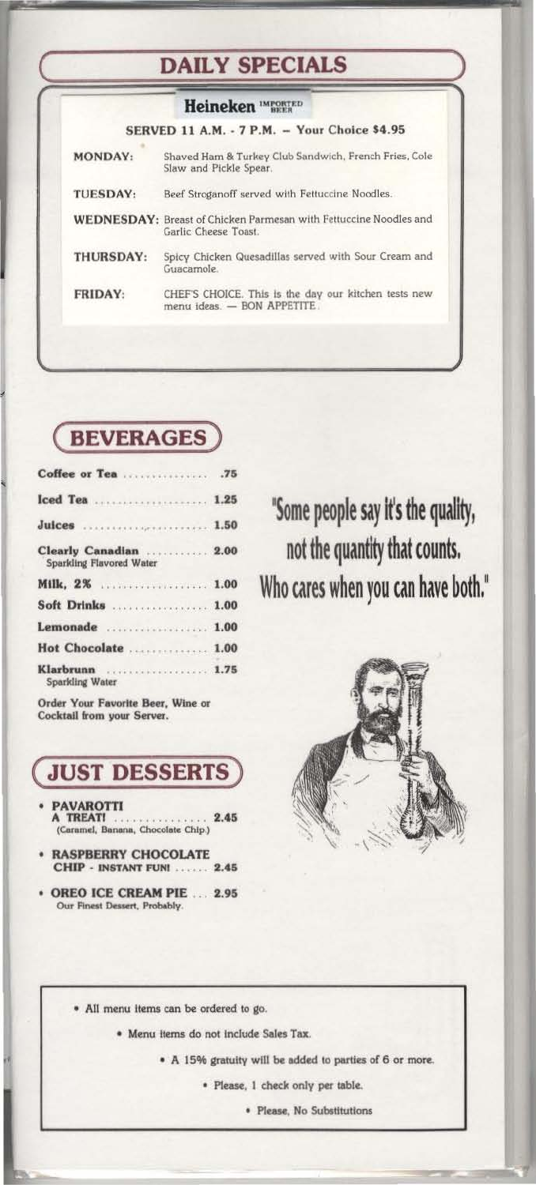## DAILY SPECIALS

**Heineken** IMPORTED BEER

**SERVED 11 A.M. - 7 P.M. – Your Choice $4.95**

| | |
|---|---|
| **MONDAY:** | Shaved Ham & Turkey Club Sandwich, French Fries, Cole Slaw and Pickle Spear. |
| **TUESDAY:** | Beef Stroganoff served with Fettuccine Noodles. |
| **WEDNESDAY:** | Breast of Chicken Parmesan with Fettuccine Noodles and Garlic Cheese Toast. |
| **THURSDAY:** | Spicy Chicken Quesadillas served with Sour Cream and Guacamole. |
| **FRIDAY:** | CHEF'S CHOICE. This is the day our kitchen tests new menu ideas. — BON APPETITE. |

## BEVERAGES

| | |
|---|---|
| **Coffee or Tea** | .75 |
| **Iced Tea** | 1.25 |
| **Juices** | 1.50 |
| **Clearly Canadian** Sparkling Flavored Water | 2.00 |
| **Milk, 2%** | 1.00 |
| **Soft Drinks** | 1.00 |
| **Lemonade** | 1.00 |
| **Hot Chocolate** | 1.00 |
| **Klarbrunn** Sparkling Water | 1.75 |

**Order Your Favorite Beer, Wine or Cocktail from your Server.**

"Some people say it's the quality, not the quantity that counts. Who cares when you can have both."

## JUST DESSERTS

- **PAVAROTTI A TREAT!** ........ 2.45
  (Caramel, Banana, Chocolate Chip.)
- **RASPBERRY CHOCOLATE CHIP - INSTANT FUN!** ........ 2.45
- **OREO ICE CREAM PIE** ........ 2.95
  Our Finest Dessert, Probably.

- All menu items can be ordered to go.
- Menu items do not include Sales Tax.
- A 15% gratuity will be added to parties of 6 or more.
- Please, 1 check only per table.
- Please, No Substitutions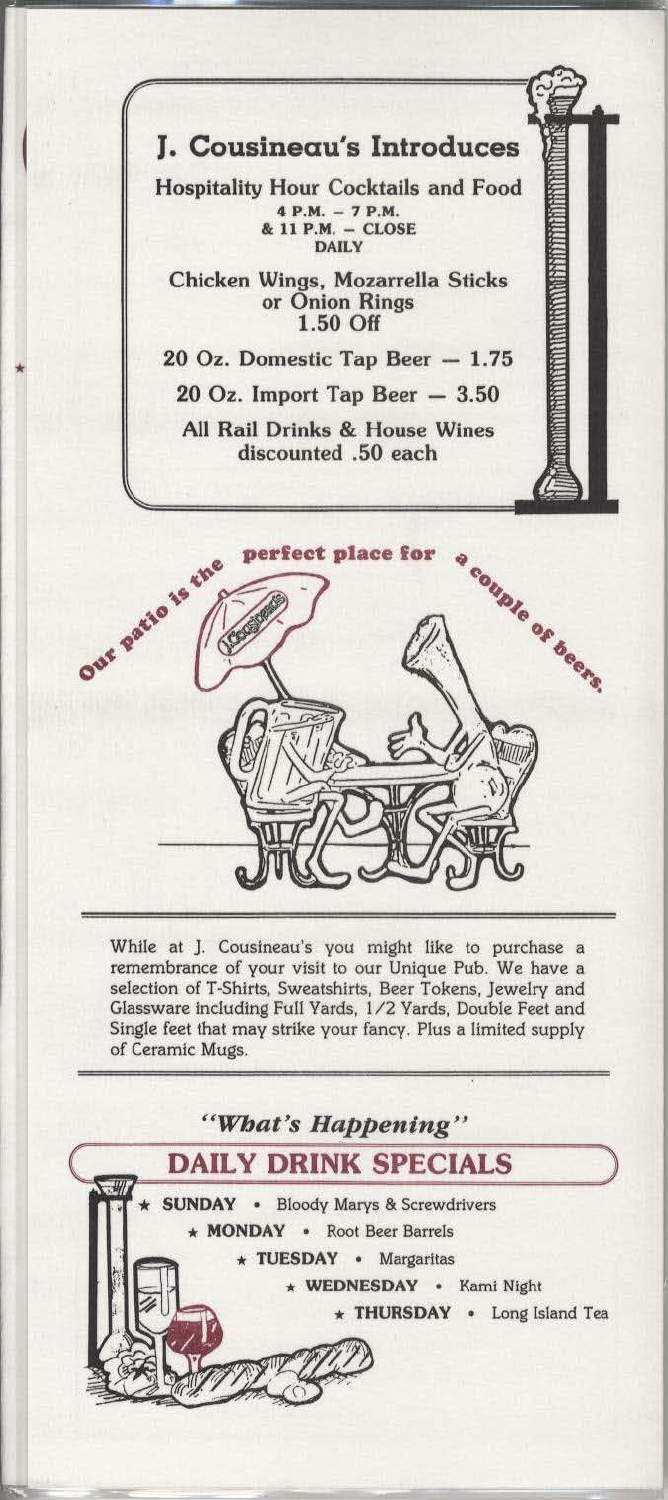## J. Cousineau's Introduces

**Hospitality Hour Cocktails and Food**

4 P.M. – 7 P.M.
& 11 P.M. – CLOSE
DAILY

**Chicken Wings, Mozarrella Sticks or Onion Rings**
**1.50 Off**

**20 Oz. Domestic Tap Beer — 1.75**

**20 Oz. Import Tap Beer — 3.50**

**All Rail Drinks & House Wines discounted .50 each**

**Our patio is the perfect place for a couple of beers.**

While at J. Cousineau's you might like to purchase a remembrance of your visit to our Unique Pub. We have a selection of T-Shirts, Sweatshirts, Beer Tokens, Jewelry and Glassware including Full Yards, 1/2 Yards, Double Feet and Single feet that may strike your fancy. Plus a limited supply of Ceramic Mugs.

*"What's Happening"*

## DAILY DRINK SPECIALS

- ★ **SUNDAY** • Bloody Marys & Screwdrivers
- ★ **MONDAY** • Root Beer Barrels
- ★ **TUESDAY** • Margaritas
- ★ **WEDNESDAY** • Kami Night
- ★ **THURSDAY** • Long Island Tea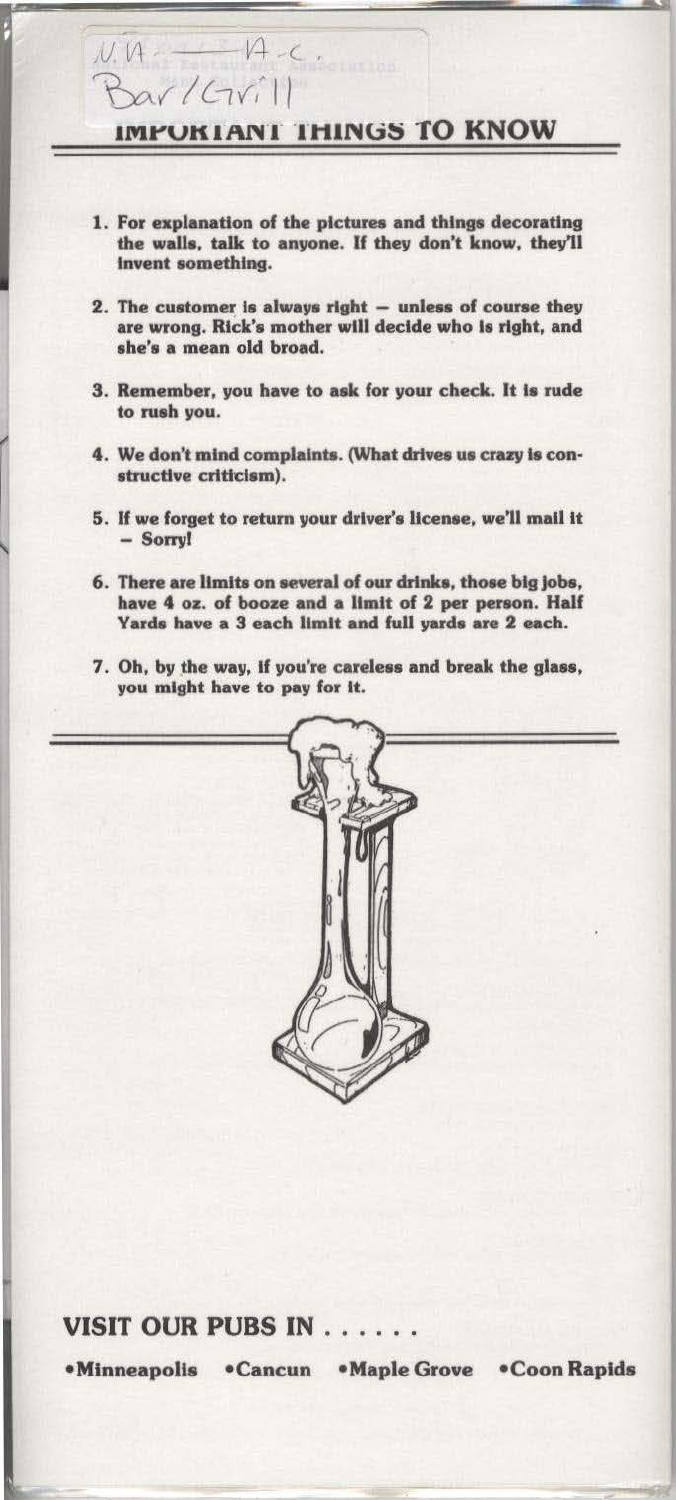N.A. — A-c.
Bar/Grill

## IMPORTANT THINGS TO KNOW

1. **For explanation of the pictures and things decorating the walls, talk to anyone. If they don't know, they'll invent something.**

2. **The customer is always right — unless of course they are wrong. Rick's mother will decide who is right, and she's a mean old broad.**

3. **Remember, you have to ask for your check. It is rude to rush you.**

4. **We don't mind complaints. (What drives us crazy is constructive criticism).**

5. **If we forget to return your driver's license, we'll mail it — Sorry!**

6. **There are limits on several of our drinks, those big jobs, have 4 oz. of booze and a limit of 2 per person. Half Yards have a 3 each limit and full yards are 2 each.**

7. **Oh, by the way, if you're careless and break the glass, you might have to pay for it.**

## VISIT OUR PUBS IN . . . . . .

**•Minneapolis •Cancun •Maple Grove •Coon Rapids**